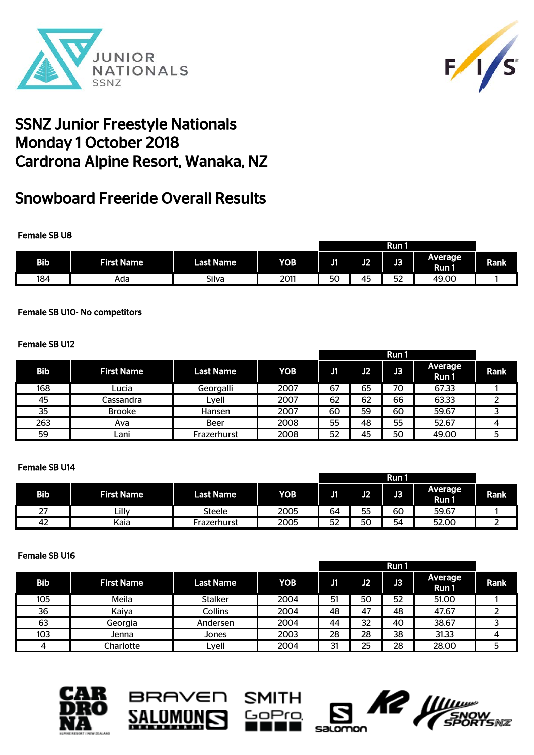# SSNZ Junior Freestyle Nationals
# Monday 1 October 2018
# Cardrona Alpine Resort, Wanaka, NZ

## Snowboard Freeride Overall Results

**Female SB U8**

| | | | | Run 1 | | | | |
|---|---|---|---|---|---|---|---|---|
| Bib | First Name | Last Name | YOB | J1 | J2 | J3 | Average Run 1 | Rank |
| 184 | Ada | Silva | 2011 | 50 | 45 | 52 | 49.00 | 1 |

**Female SB U10- No competitors**

**Female SB U12**

| | | | | Run 1 | | | | |
|---|---|---|---|---|---|---|---|---|
| Bib | First Name | Last Name | YOB | J1 | J2 | J3 | Average Run 1 | Rank |
| 168 | Lucia | Georgalli | 2007 | 67 | 65 | 70 | 67.33 | 1 |
| 45 | Cassandra | Lyell | 2007 | 62 | 62 | 66 | 63.33 | 2 |
| 35 | Brooke | Hansen | 2007 | 60 | 59 | 60 | 59.67 | 3 |
| 263 | Ava | Beer | 2008 | 55 | 48 | 55 | 52.67 | 4 |
| 59 | Lani | Frazerhurst | 2008 | 52 | 45 | 50 | 49.00 | 5 |

**Female SB U14**

| | | | | Run 1 | | | | |
|---|---|---|---|---|---|---|---|---|
| Bib | First Name | Last Name | YOB | J1 | J2 | J3 | Average Run 1 | Rank |
| 27 | Lilly | Steele | 2005 | 64 | 55 | 60 | 59.67 | 1 |
| 42 | Kaia | Frazerhurst | 2005 | 52 | 50 | 54 | 52.00 | 2 |

**Female SB U16**

| | | | | Run 1 | | | | |
|---|---|---|---|---|---|---|---|---|
| Bib | First Name | Last Name | YOB | J1 | J2 | J3 | Average Run 1 | Rank |
| 105 | Meila | Stalker | 2004 | 51 | 50 | 52 | 51.00 | 1 |
| 36 | Kaiya | Collins | 2004 | 48 | 47 | 48 | 47.67 | 2 |
| 63 | Georgia | Andersen | 2004 | 44 | 32 | 40 | 38.67 | 3 |
| 103 | Jenna | Jones | 2003 | 28 | 28 | 38 | 31.33 | 4 |
| 4 | Charlotte | Lyell | 2004 | 31 | 25 | 28 | 28.00 | 5 |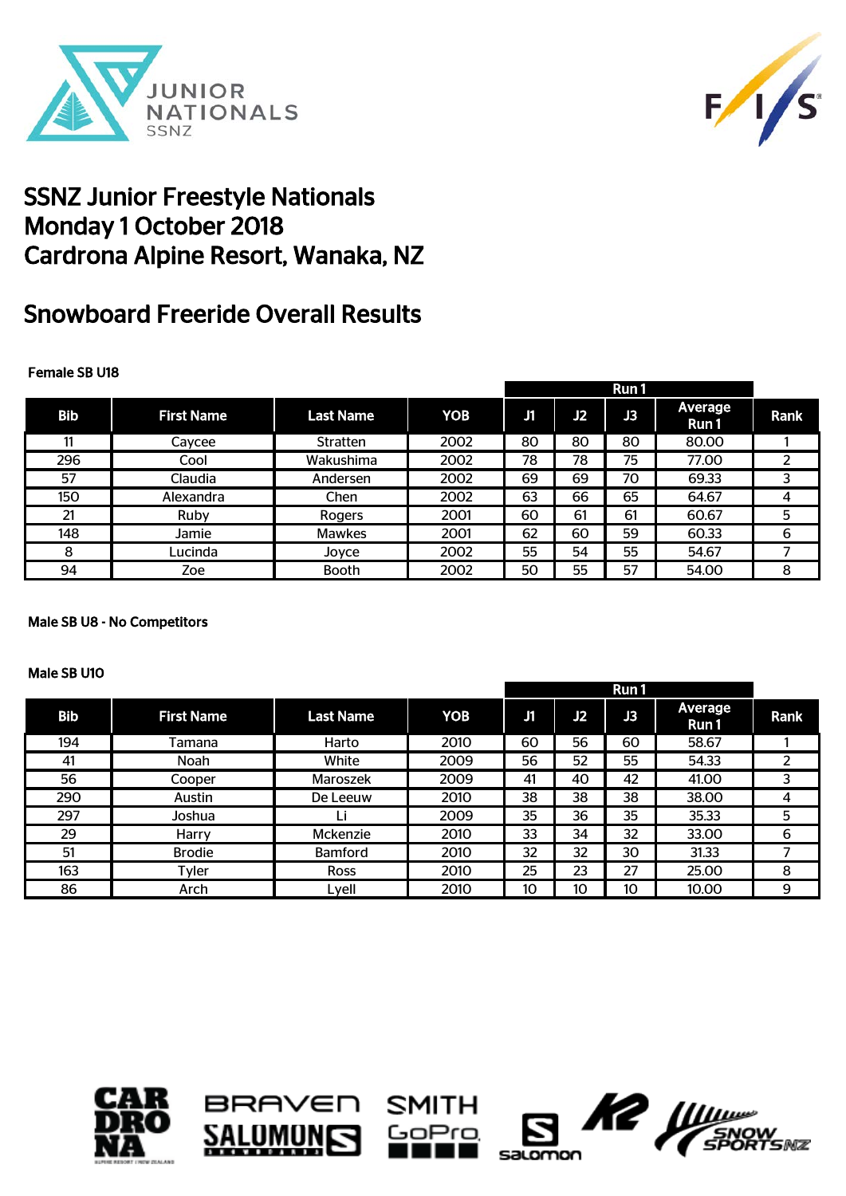# SSNZ Junior Freestyle Nationals
# Monday 1 October 2018
# Cardrona Alpine Resort, Wanaka, NZ

## Snowboard Freeride Overall Results

**Female SB U18**

| | | | | Run 1 | | | | |
|---|---|---|---|---|---|---|---|---|
| **Bib** | **First Name** | **Last Name** | **YOB** | **J1** | **J2** | **J3** | **Average Run 1** | **Rank** |
| 11 | Caycee | Stratten | 2002 | 80 | 80 | 80 | 80.00 | 1 |
| 296 | Cool | Wakushima | 2002 | 78 | 78 | 75 | 77.00 | 2 |
| 57 | Claudia | Andersen | 2002 | 69 | 69 | 70 | 69.33 | 3 |
| 150 | Alexandra | Chen | 2002 | 63 | 66 | 65 | 64.67 | 4 |
| 21 | Ruby | Rogers | 2001 | 60 | 61 | 61 | 60.67 | 5 |
| 148 | Jamie | Mawkes | 2001 | 62 | 60 | 59 | 60.33 | 6 |
| 8 | Lucinda | Joyce | 2002 | 55 | 54 | 55 | 54.67 | 7 |
| 94 | Zoe | Booth | 2002 | 50 | 55 | 57 | 54.00 | 8 |

**Male SB U8 - No Competitors**

**Male SB U10**

| | | | | Run 1 | | | | |
|---|---|---|---|---|---|---|---|---|
| **Bib** | **First Name** | **Last Name** | **YOB** | **J1** | **J2** | **J3** | **Average Run 1** | **Rank** |
| 194 | Tamana | Harto | 2010 | 60 | 56 | 60 | 58.67 | 1 |
| 41 | Noah | White | 2009 | 56 | 52 | 55 | 54.33 | 2 |
| 56 | Cooper | Maroszek | 2009 | 41 | 40 | 42 | 41.00 | 3 |
| 290 | Austin | De Leeuw | 2010 | 38 | 38 | 38 | 38.00 | 4 |
| 297 | Joshua | Li | 2009 | 35 | 36 | 35 | 35.33 | 5 |
| 29 | Harry | Mckenzie | 2010 | 33 | 34 | 32 | 33.00 | 6 |
| 51 | Brodie | Bamford | 2010 | 32 | 32 | 30 | 31.33 | 7 |
| 163 | Tyler | Ross | 2010 | 25 | 23 | 27 | 25.00 | 8 |
| 86 | Arch | Lyell | 2010 | 10 | 10 | 10 | 10.00 | 9 |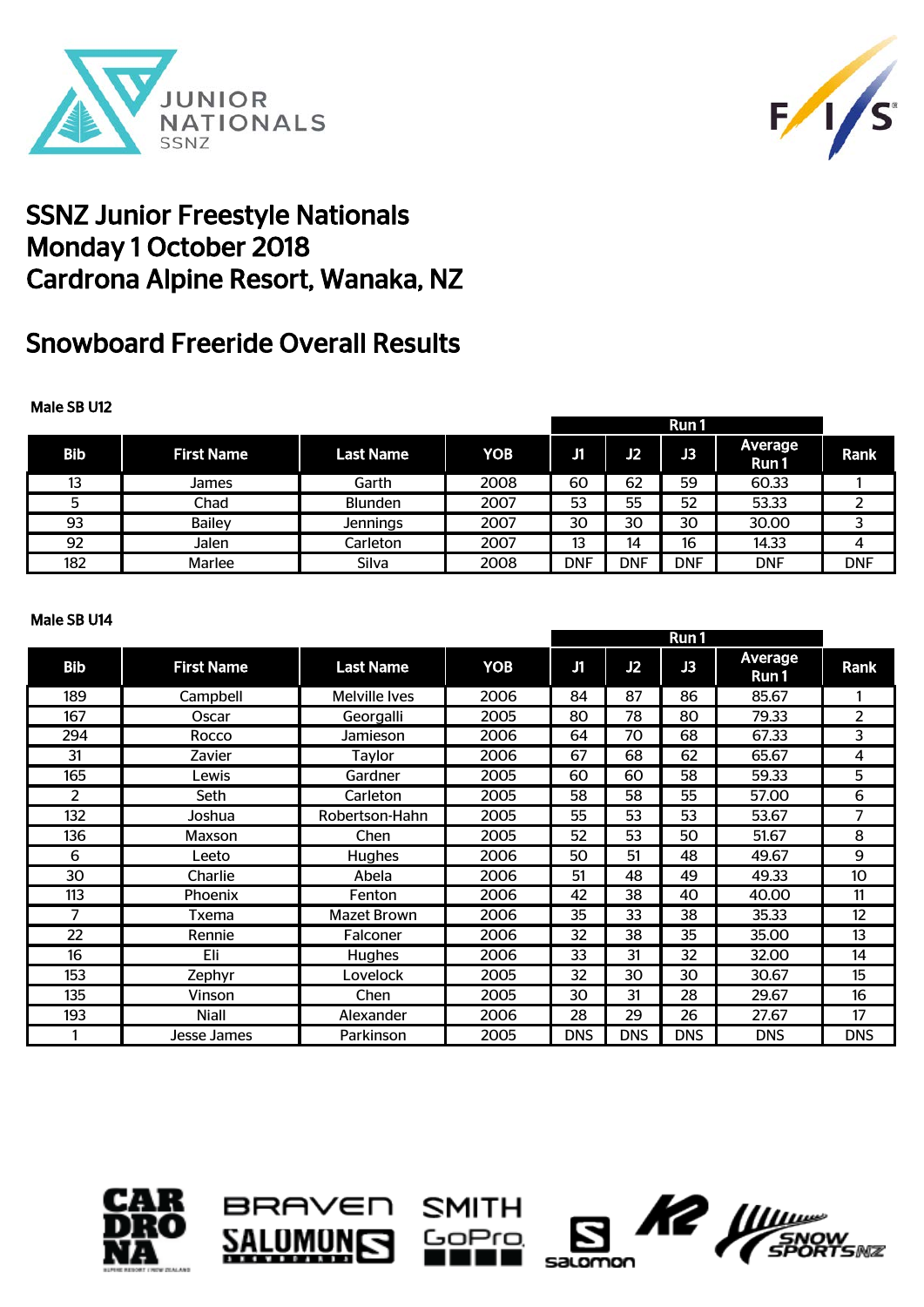# SSNZ Junior Freestyle Nationals
# Monday 1 October 2018
# Cardrona Alpine Resort, Wanaka, NZ

## Snowboard Freeride Overall Results

### Male SB U12

| Bib | First Name | Last Name | YOB | Run 1 | | | | Rank |
|---|---|---|---|---|---|---|---|---|
| | | | | J1 | J2 | J3 | Average Run 1 | |
| 13 | James | Garth | 2008 | 60 | 62 | 59 | 60.33 | 1 |
| 5 | Chad | Blunden | 2007 | 53 | 55 | 52 | 53.33 | 2 |
| 93 | Bailey | Jennings | 2007 | 30 | 30 | 30 | 30.00 | 3 |
| 92 | Jalen | Carleton | 2007 | 13 | 14 | 16 | 14.33 | 4 |
| 182 | Marlee | Silva | 2008 | DNF | DNF | DNF | DNF | DNF |

### Male SB U14

| Bib | First Name | Last Name | YOB | Run 1 | | | | Rank |
|---|---|---|---|---|---|---|---|---|
| | | | | J1 | J2 | J3 | Average Run 1 | |
| 189 | Campbell | Melville Ives | 2006 | 84 | 87 | 86 | 85.67 | 1 |
| 167 | Oscar | Georgalli | 2005 | 80 | 78 | 80 | 79.33 | 2 |
| 294 | Rocco | Jamieson | 2006 | 64 | 70 | 68 | 67.33 | 3 |
| 31 | Zavier | Taylor | 2006 | 67 | 68 | 62 | 65.67 | 4 |
| 165 | Lewis | Gardner | 2005 | 60 | 60 | 58 | 59.33 | 5 |
| 2 | Seth | Carleton | 2005 | 58 | 58 | 55 | 57.00 | 6 |
| 132 | Joshua | Robertson-Hahn | 2005 | 55 | 53 | 53 | 53.67 | 7 |
| 136 | Maxson | Chen | 2005 | 52 | 53 | 50 | 51.67 | 8 |
| 6 | Leeto | Hughes | 2006 | 50 | 51 | 48 | 49.67 | 9 |
| 30 | Charlie | Abela | 2006 | 51 | 48 | 49 | 49.33 | 10 |
| 113 | Phoenix | Fenton | 2006 | 42 | 38 | 40 | 40.00 | 11 |
| 7 | Txema | Mazet Brown | 2006 | 35 | 33 | 38 | 35.33 | 12 |
| 22 | Rennie | Falconer | 2006 | 32 | 38 | 35 | 35.00 | 13 |
| 16 | Eli | Hughes | 2006 | 33 | 31 | 32 | 32.00 | 14 |
| 153 | Zephyr | Lovelock | 2005 | 32 | 30 | 30 | 30.67 | 15 |
| 135 | Vinson | Chen | 2005 | 30 | 31 | 28 | 29.67 | 16 |
| 193 | Niall | Alexander | 2006 | 28 | 29 | 26 | 27.67 | 17 |
| 1 | Jesse James | Parkinson | 2005 | DNS | DNS | DNS | DNS | DNS |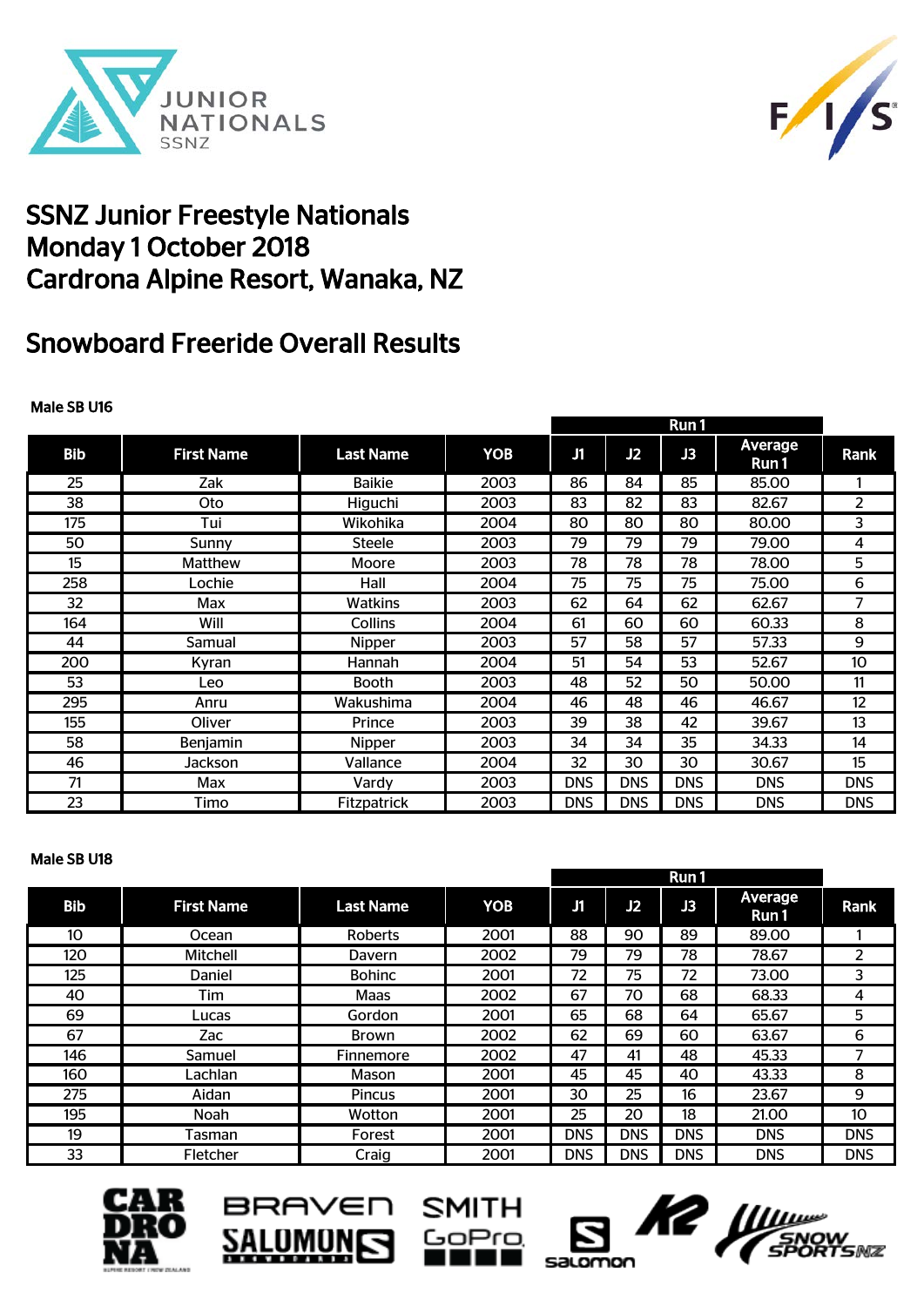# SSNZ Junior Freestyle Nationals
# Monday 1 October 2018
# Cardrona Alpine Resort, Wanaka, NZ

## Snowboard Freeride Overall Results

**Male SB U16**

| | | | | Run 1 | | | | |
|---|---|---|---|---|---|---|---|---|
| Bib | First Name | Last Name | YOB | J1 | J2 | J3 | Average Run 1 | Rank |
| 25 | Zak | Baikie | 2003 | 86 | 84 | 85 | 85.00 | 1 |
| 38 | Oto | Higuchi | 2003 | 83 | 82 | 83 | 82.67 | 2 |
| 175 | Tui | Wikohika | 2004 | 80 | 80 | 80 | 80.00 | 3 |
| 50 | Sunny | Steele | 2003 | 79 | 79 | 79 | 79.00 | 4 |
| 15 | Matthew | Moore | 2003 | 78 | 78 | 78 | 78.00 | 5 |
| 258 | Lochie | Hall | 2004 | 75 | 75 | 75 | 75.00 | 6 |
| 32 | Max | Watkins | 2003 | 62 | 64 | 62 | 62.67 | 7 |
| 164 | Will | Collins | 2004 | 61 | 60 | 60 | 60.33 | 8 |
| 44 | Samual | Nipper | 2003 | 57 | 58 | 57 | 57.33 | 9 |
| 200 | Kyran | Hannah | 2004 | 51 | 54 | 53 | 52.67 | 10 |
| 53 | Leo | Booth | 2003 | 48 | 52 | 50 | 50.00 | 11 |
| 295 | Anru | Wakushima | 2004 | 46 | 48 | 46 | 46.67 | 12 |
| 155 | Oliver | Prince | 2003 | 39 | 38 | 42 | 39.67 | 13 |
| 58 | Benjamin | Nipper | 2003 | 34 | 34 | 35 | 34.33 | 14 |
| 46 | Jackson | Vallance | 2004 | 32 | 30 | 30 | 30.67 | 15 |
| 71 | Max | Vardy | 2003 | DNS | DNS | DNS | DNS | DNS |
| 23 | Timo | Fitzpatrick | 2003 | DNS | DNS | DNS | DNS | DNS |

**Male SB U18**

| | | | | Run 1 | | | | |
|---|---|---|---|---|---|---|---|---|
| Bib | First Name | Last Name | YOB | J1 | J2 | J3 | Average Run 1 | Rank |
| 10 | Ocean | Roberts | 2001 | 88 | 90 | 89 | 89.00 | 1 |
| 120 | Mitchell | Davern | 2002 | 79 | 79 | 78 | 78.67 | 2 |
| 125 | Daniel | Bohinc | 2001 | 72 | 75 | 72 | 73.00 | 3 |
| 40 | Tim | Maas | 2002 | 67 | 70 | 68 | 68.33 | 4 |
| 69 | Lucas | Gordon | 2001 | 65 | 68 | 64 | 65.67 | 5 |
| 67 | Zac | Brown | 2002 | 62 | 69 | 60 | 63.67 | 6 |
| 146 | Samuel | Finnemore | 2002 | 47 | 41 | 48 | 45.33 | 7 |
| 160 | Lachlan | Mason | 2001 | 45 | 45 | 40 | 43.33 | 8 |
| 275 | Aidan | Pincus | 2001 | 30 | 25 | 16 | 23.67 | 9 |
| 195 | Noah | Wotton | 2001 | 25 | 20 | 18 | 21.00 | 10 |
| 19 | Tasman | Forest | 2001 | DNS | DNS | DNS | DNS | DNS |
| 33 | Fletcher | Craig | 2001 | DNS | DNS | DNS | DNS | DNS |